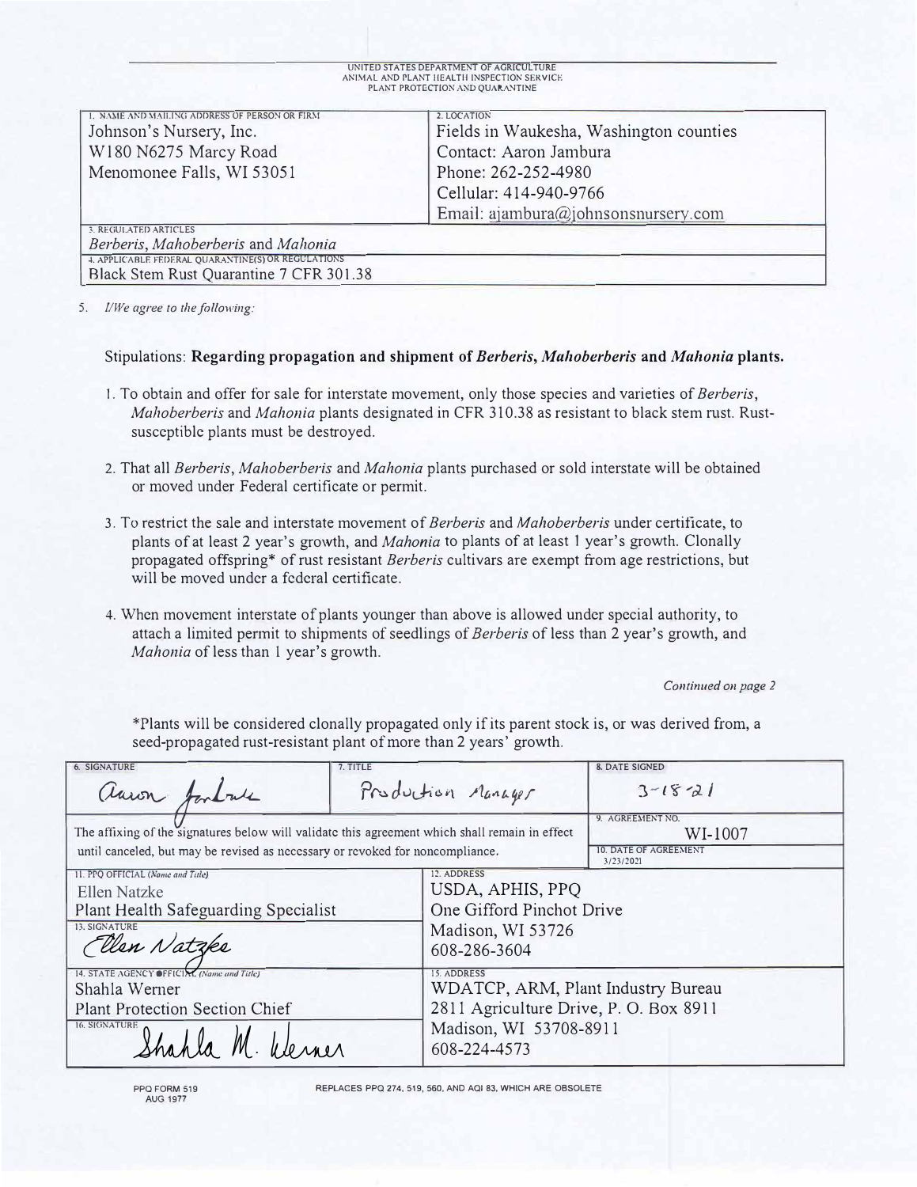UNITED STATES DEPARTMENT OF AGRICULTURE
ANIMAL AND PLANT HEALTH INSPECTION SERVICE
PLANT PROTECTION AND QUARANTINE

| 1. NAME AND MAILING ADDRESS OF PERSON OR FIRM | 2. LOCATION |
|---|---|
| Johnson's Nursery, Inc.<br>W180 N6275 Marcy Road<br>Menomonee Falls, WI 53051 | Fields in Waukesha, Washington counties<br>Contact: Aaron Jambura<br>Phone: 262-252-4980<br>Cellular: 414-940-9766<br>Email: ajambura@johnsonsnursery.com |
| 3. REGULATED ARTICLES<br>*Berberis, Mahoberberis* and *Mahonia* | |
| 4. APPLICABLE FEDERAL QUARANTINE(S) OR REGULATIONS<br>Black Stem Rust Quarantine 7 CFR 301.38 | |

5. *I/We agree to the following:*

Stipulations: **Regarding propagation and shipment of *Berberis, Mahoberberis* and *Mahonia* plants.**

1. To obtain and offer for sale for interstate movement, only those species and varieties of *Berberis, Mahoberberis* and *Mahonia* plants designated in CFR 310.38 as resistant to black stem rust. Rust-susceptible plants must be destroyed.

2. That all *Berberis, Mahoberberis* and *Mahonia* plants purchased or sold interstate will be obtained or moved under Federal certificate or permit.

3. To restrict the sale and interstate movement of *Berberis* and *Mahoberberis* under certificate, to plants of at least 2 year's growth, and *Mahonia* to plants of at least 1 year's growth. Clonally propagated offspring* of rust resistant *Berberis* cultivars are exempt from age restrictions, but will be moved under a federal certificate.

4. When movement interstate of plants younger than above is allowed under special authority, to attach a limited permit to shipments of seedlings of *Berberis* of less than 2 year's growth, and *Mahonia* of less than 1 year's growth.

*Continued on page 2*

*Plants will be considered clonally propagated only if its parent stock is, or was derived from, a seed-propagated rust-resistant plant of more than 2 years' growth.

| 6. SIGNATURE | 7. TITLE | 8. DATE SIGNED |
|---|---|---|
| Aaron Jambura | Production Manager | 3-18-21 |

The affixing of the signatures below will validate this agreement which shall remain in effect until canceled, but may be revised as necessary or revoked for noncompliance.

9. AGREEMENT NO. WI-1007

10. DATE OF AGREEMENT 3/23/2021

| 11. PPQ OFFICIAL (Name and Title) | 12. ADDRESS |
|---|---|
| Ellen Natzke<br>Plant Health Safeguarding Specialist | USDA, APHIS, PPQ<br>One Gifford Pinchot Drive<br>Madison, WI 53726<br>608-286-3604 |
| 13. SIGNATURE<br>Ellen Natzke | |
| 14. STATE AGENCY OFFICIAL (Name and Title) | 15. ADDRESS |
| Shahla Werner<br>Plant Protection Section Chief | WDATCP, ARM, Plant Industry Bureau<br>2811 Agriculture Drive, P. O. Box 8911<br>Madison, WI 53708-8911<br>608-224-4573 |
| 16. SIGNATURE<br>Shahla M. Werner | |

PPQ FORM 519
AUG 1977

REPLACES PPQ 274, 519, 560, AND AQI 83, WHICH ARE OBSOLETE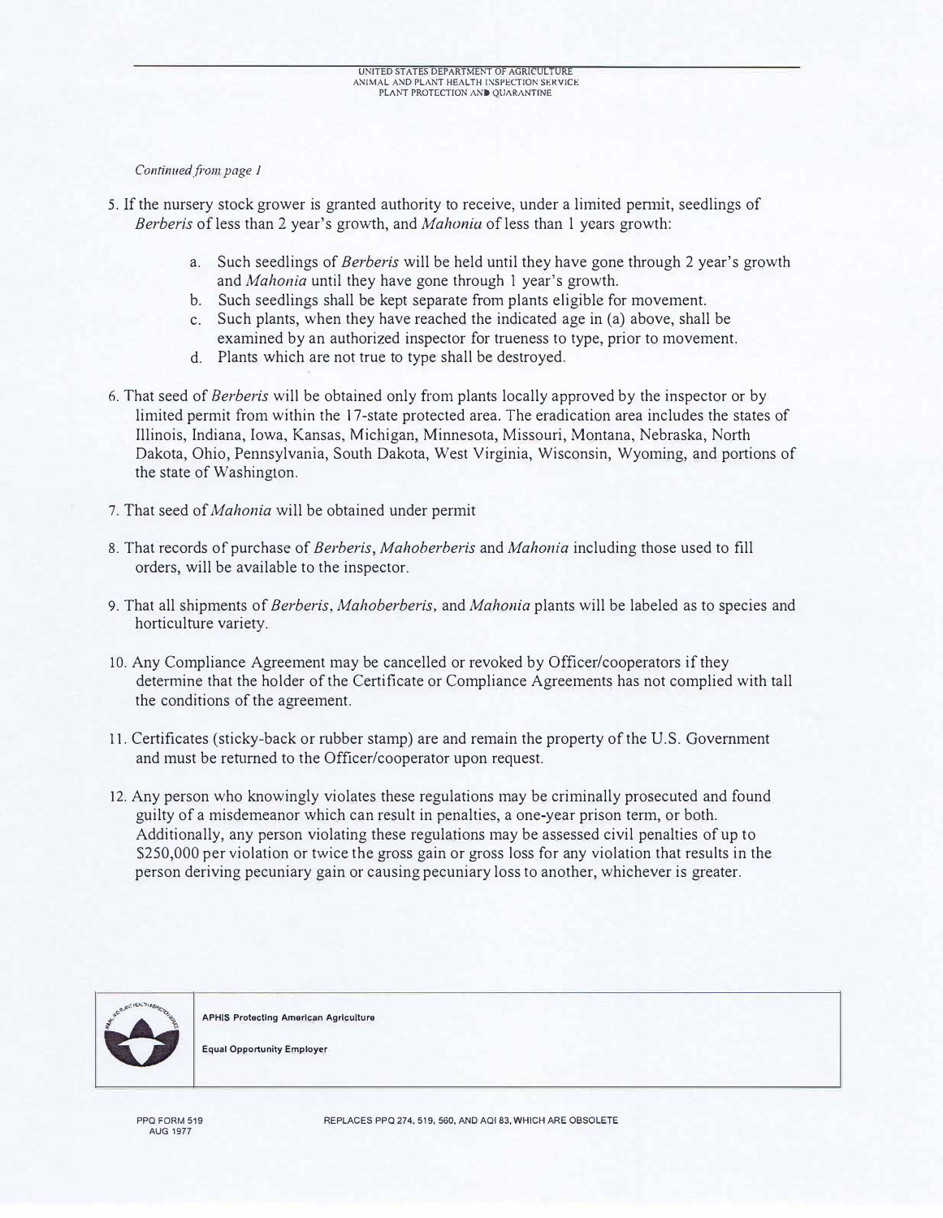UNITED STATES DEPARTMENT OF AGRICULTURE
ANIMAL AND PLANT HEALTH INSPECTION SERVICE
PLANT PROTECTION AND QUARANTINE

*Continued from page 1*

5. If the nursery stock grower is granted authority to receive, under a limited permit, seedlings of *Berberis* of less than 2 year's growth, and *Mahonia* of less than 1 years growth:

    a. Such seedlings of *Berberis* will be held until they have gone through 2 year's growth and *Mahonia* until they have gone through 1 year's growth.
    b. Such seedlings shall be kept separate from plants eligible for movement.
    c. Such plants, when they have reached the indicated age in (a) above, shall be examined by an authorized inspector for trueness to type, prior to movement.
    d. Plants which are not true to type shall be destroyed.

6. That seed of *Berberis* will be obtained only from plants locally approved by the inspector or by limited permit from within the 17-state protected area. The eradication area includes the states of Illinois, Indiana, Iowa, Kansas, Michigan, Minnesota, Missouri, Montana, Nebraska, North Dakota, Ohio, Pennsylvania, South Dakota, West Virginia, Wisconsin, Wyoming, and portions of the state of Washington.

7. That seed of *Mahonia* will be obtained under permit

8. That records of purchase of *Berberis*, *Mahoberberis* and *Mahonia* including those used to fill orders, will be available to the inspector.

9. That all shipments of *Berberis*, *Mahoberberis*, and *Mahonia* plants will be labeled as to species and horticulture variety.

10. Any Compliance Agreement may be cancelled or revoked by Officer/cooperators if they determine that the holder of the Certificate or Compliance Agreements has not complied with tall the conditions of the agreement.

11. Certificates (sticky-back or rubber stamp) are and remain the property of the U.S. Government and must be returned to the Officer/cooperator upon request.

12. Any person who knowingly violates these regulations may be criminally prosecuted and found guilty of a misdemeanor which can result in penalties, a one-year prison term, or both. Additionally, any person violating these regulations may be assessed civil penalties of up to $250,000 per violation or twice the gross gain or gross loss for any violation that results in the person deriving pecuniary gain or causing pecuniary loss to another, whichever is greater.

**APHIS Protecting American Agriculture**

**Equal Opportunity Employer**

PPQ FORM 519
AUG 1977

REPLACES PPQ 274, 519, 560, AND AQI 83, WHICH ARE OBSOLETE